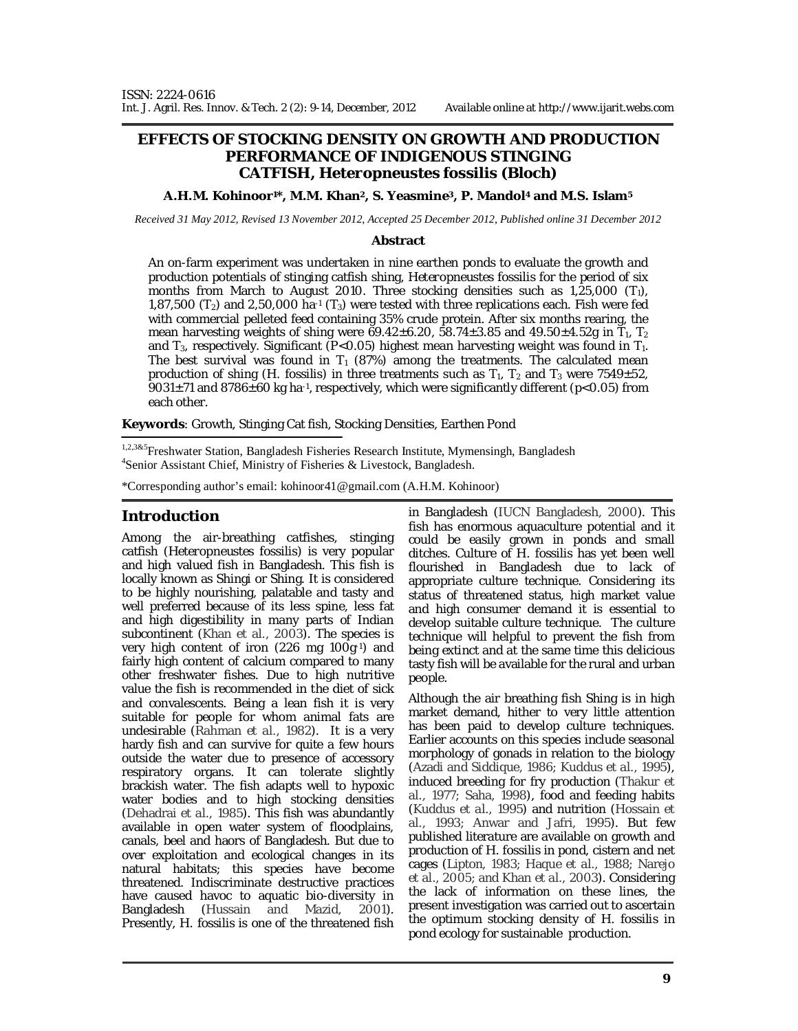ISSN: 2224-0616
Int. J. Agril. Res. Innov. & Tech. 2 (2): 9-14, December, 2012 Available online at http://www.ijarit.webs.com

# EFFECTS OF STOCKING DENSITY ON GROWTH AND PRODUCTION PERFORMANCE OF INDIGENOUS STINGING CATFISH, *Heteropneustes fossilis* (Bloch)

**A.H.M. Kohinoor[1]*, M.M. Khan[2], S. Yeasmine[3], P. Mandol[4] and M.S. Islam[5]**

*Received 31 May 2012, Revised 13 November 2012, Accepted 25 December 2012, Published online 31 December 2012*

### Abstract

An on-farm experiment was undertaken in nine earthen ponds to evaluate the growth and production potentials of stinging catfish shing, *Heteropneustes fossilis* for the period of six months from March to August 2010. Three stocking densities such as 1,25,000 ($T_1$), 1,87,500 ($T_2$) and 2,50,000 ha$^{-1}$ ($T_3$) were tested with three replications each. Fish were fed with commercial pelleted feed containing 35% crude protein. After six months rearing, the mean harvesting weights of shing were 69.42±6.20, 58.74±3.85 and 49.50±4.52g in $T_1$, $T_2$ and $T_3$, respectively. Significant ($P<0.05$) highest mean harvesting weight was found in $T_1$. The best survival was found in $T_1$ (87%) among the treatments. The calculated mean production of shing (H. fossilis) in three treatments such as $T_1$, $T_2$ and $T_3$ were 7549±52, 9031±71 and 8786±60 kg ha$^{-1}$, respectively, which were significantly different ($p<0.05$) from each other.

**Keywords**: Growth, Stinging Cat fish, Stocking Densities, Earthen Pond

[1,2,3&5]Freshwater Station, Bangladesh Fisheries Research Institute, Mymensingh, Bangladesh
[4]Senior Assistant Chief, Ministry of Fisheries & Livestock, Bangladesh.

*Corresponding author's email: kohinoor41@gmail.com (A.H.M. Kohinoor)

## Introduction

Among the air-breathing catfishes, stinging catfish (Heteropneustes fossilis) is very popular and high valued fish in Bangladesh. This fish is locally known as Shingi or Shing. It is considered to be highly nourishing, palatable and tasty and well preferred because of its less spine, less fat and high digestibility in many parts of Indian subcontinent (Khan et al., 2003). The species is very high content of iron (226 mg 100g$^{-1}$) and fairly high content of calcium compared to many other freshwater fishes. Due to high nutritive value the fish is recommended in the diet of sick and convalescents. Being a lean fish it is very suitable for people for whom animal fats are undesirable (Rahman et al., 1982). It is a very hardy fish and can survive for quite a few hours outside the water due to presence of accessory respiratory organs. It can tolerate slightly brackish water. The fish adapts well to hypoxic water bodies and to high stocking densities (Dehadrai et al., 1985). This fish was abundantly available in open water system of floodplains, canals, beel and haors of Bangladesh. But due to over exploitation and ecological changes in its natural habitats; this species have become threatened. Indiscriminate destructive practices have caused havoc to aquatic bio-diversity in Bangladesh (Hussain and Mazid, 2001). Presently, H. fossilis is one of the threatened fish in Bangladesh (IUCN Bangladesh, 2000). This fish has enormous aquaculture potential and it could be easily grown in ponds and small ditches. Culture of H. fossilis has yet been well flourished in Bangladesh due to lack of appropriate culture technique. Considering its status of threatened status, high market value and high consumer demand it is essential to develop suitable culture technique. The culture technique will helpful to prevent the fish from being extinct and at the same time this delicious tasty fish will be available for the rural and urban people.

Although the air breathing fish Shing is in high market demand, hither to very little attention has been paid to develop culture techniques. Earlier accounts on this species include seasonal morphology of gonads in relation to the biology (Azadi and Siddique, 1986; Kuddus et al., 1995), induced breeding for fry production (Thakur et al., 1977; Saha, 1998), food and feeding habits (Kuddus et al., 1995) and nutrition (Hossain et al., 1993; Anwar and Jafri, 1995). But few published literature are available on growth and production of H. fossilis in pond, cistern and net cages (Lipton, 1983; Haque et al., 1988; Narejo et al., 2005; and Khan et al., 2003). Considering the lack of information on these lines, the present investigation was carried out to ascertain the optimum stocking density of H. fossilis in pond ecology for sustainable production.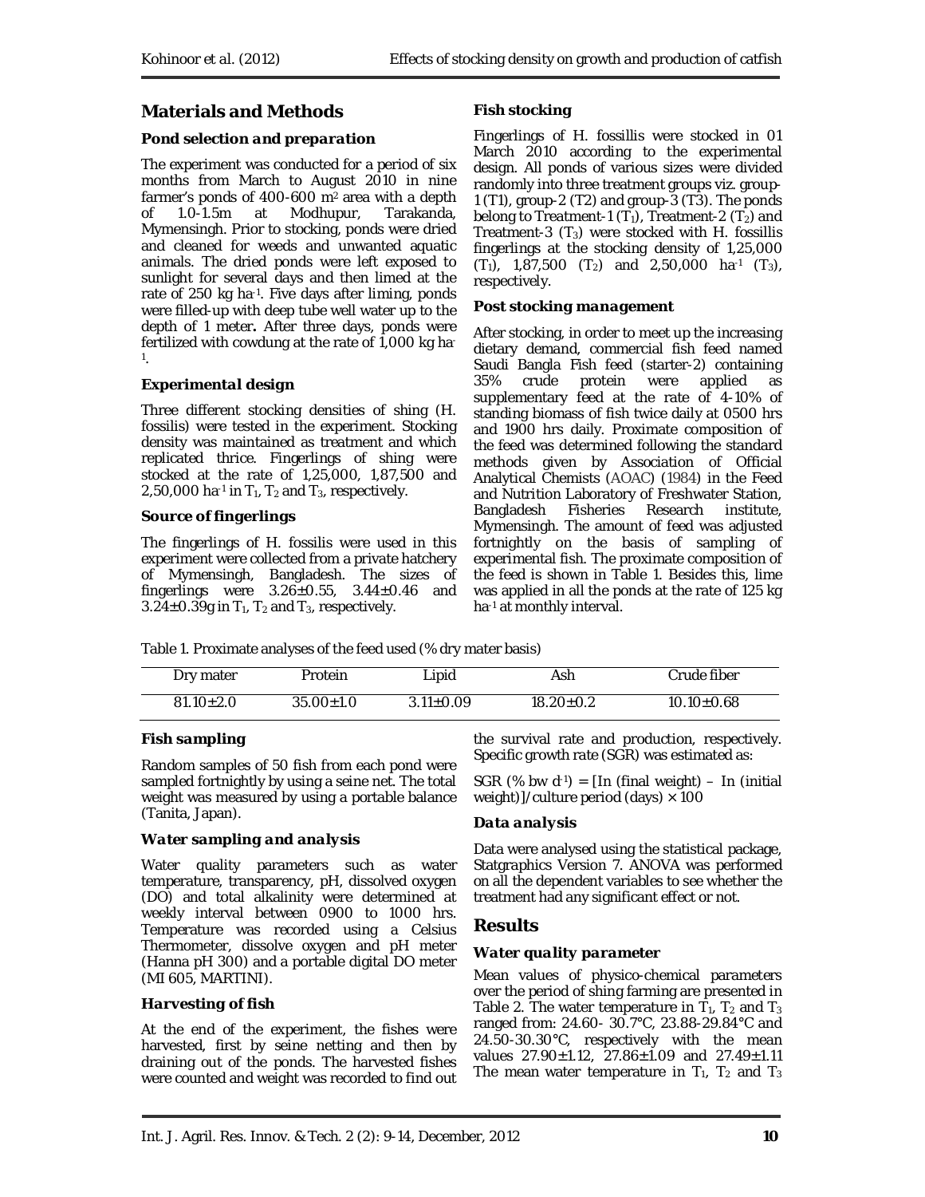## Materials and Methods

### Pond selection and preparation

The experiment was conducted for a period of six months from March to August 2010 in nine farmer's ponds of 400-600 $m^2$ area with a depth of 1.0-1.5m at Modhupur, Tarakanda, Mymensingh. Prior to stocking, ponds were dried and cleaned for weeds and unwanted aquatic animals. The dried ponds were left exposed to sunlight for several days and then limed at the rate of 250 kg $ha^{-1}$. Five days after liming, ponds were filled-up with deep tube well water up to the depth of 1 meter**.** After three days, ponds were fertilized with cowdung at the rate of 1,000 kg $ha^{-1}$.

### Experimental design

Three different stocking densities of shing (H. fossilis) were tested in the experiment. Stocking density was maintained as treatment and which replicated thrice. Fingerlings of shing were stocked at the rate of 1,25,000, 1,87,500 and 2,50,000 $ha^{-1}$ in $T_1$, $T_2$ and $T_3$, respectively.

### Source of fingerlings

The fingerlings of H. fossilis were used in this experiment were collected from a private hatchery of Mymensingh, Bangladesh. The sizes of fingerlings were 3.26±0.55, 3.44±0.46 and 3.24±0.39g in $T_1$, $T_2$ and $T_3$, respectively.

### Fish stocking

Fingerlings of H. fossillis were stocked in 01 March 2010 according to the experimental design. All ponds of various sizes were divided randomly into three treatment groups viz. group-1 (T1), group-2 (T2) and group-3 (T3). The ponds belong to Treatment-1 ($T_1$), Treatment-2 ($T_2$) and Treatment-3 ($T_3$) were stocked with H. fossillis fingerlings at the stocking density of 1,25,000 ($T_1$), 1,87,500 ($T_2$) and 2,50,000 $ha^{-1}$ ($T_3$), respectively.

### Post stocking management

After stocking, in order to meet up the increasing dietary demand, commercial fish feed named Saudi Bangla Fish feed (starter-2) containing 35% crude protein were applied as supplementary feed at the rate of 4-10% of standing biomass of fish twice daily at 0500 hrs and 1900 hrs daily. Proximate composition of the feed was determined following the standard methods given by Association of Official Analytical Chemists (AOAC) (1984) in the Feed and Nutrition Laboratory of Freshwater Station, Bangladesh Fisheries Research institute, Mymensingh. The amount of feed was adjusted fortnightly on the basis of sampling of experimental fish. The proximate composition of the feed is shown in Table 1. Besides this, lime was applied in all the ponds at the rate of 125 kg $ha^{-1}$ at monthly interval.

Table 1. Proximate analyses of the feed used (% dry mater basis)

| Dry mater | Protein | Lipid | Ash | Crude fiber |
|---|---|---|---|---|
| 81.10±2.0 | 35.00±1.0 | 3.11±0.09 | 18.20±0.2 | 10.10±0.68 |

### Fish sampling

Random samples of 50 fish from each pond were sampled fortnightly by using a seine net. The total weight was measured by using a portable balance (Tanita, Japan).

### Water sampling and analysis

Water quality parameters such as water temperature, transparency, pH, dissolved oxygen (DO) and total alkalinity were determined at weekly interval between 0900 to 1000 hrs. Temperature was recorded using a Celsius Thermometer, dissolve oxygen and pH meter (Hanna pH 300) and a portable digital DO meter (MI 605, MARTINI).

### Harvesting of fish

At the end of the experiment, the fishes were harvested, first by seine netting and then by draining out of the ponds. The harvested fishes were counted and weight was recorded to find out the survival rate and production, respectively. Specific growth rate (SGR) was estimated as:

SGR (% bw $d^{-1}$) = [ln (final weight) – ln (initial weight)]/culture period (days) × 100

### Data analysis

Data were analysed using the statistical package, Statgraphics Version 7. ANOVA was performed on all the dependent variables to see whether the treatment had any significant effect or not.

## Results

### Water quality parameter

Mean values of physico-chemical parameters over the period of shing farming are presented in Table 2. The water temperature in $T_1$, $T_2$ and $T_3$ ranged from: 24.60- 30.7°C, 23.88-29.84°C and 24.50-30.30°C, respectively with the mean values 27.90±1.12, 27.86±1.09 and 27.49±1.11 The mean water temperature in $T_1$, $T_2$ and $T_3$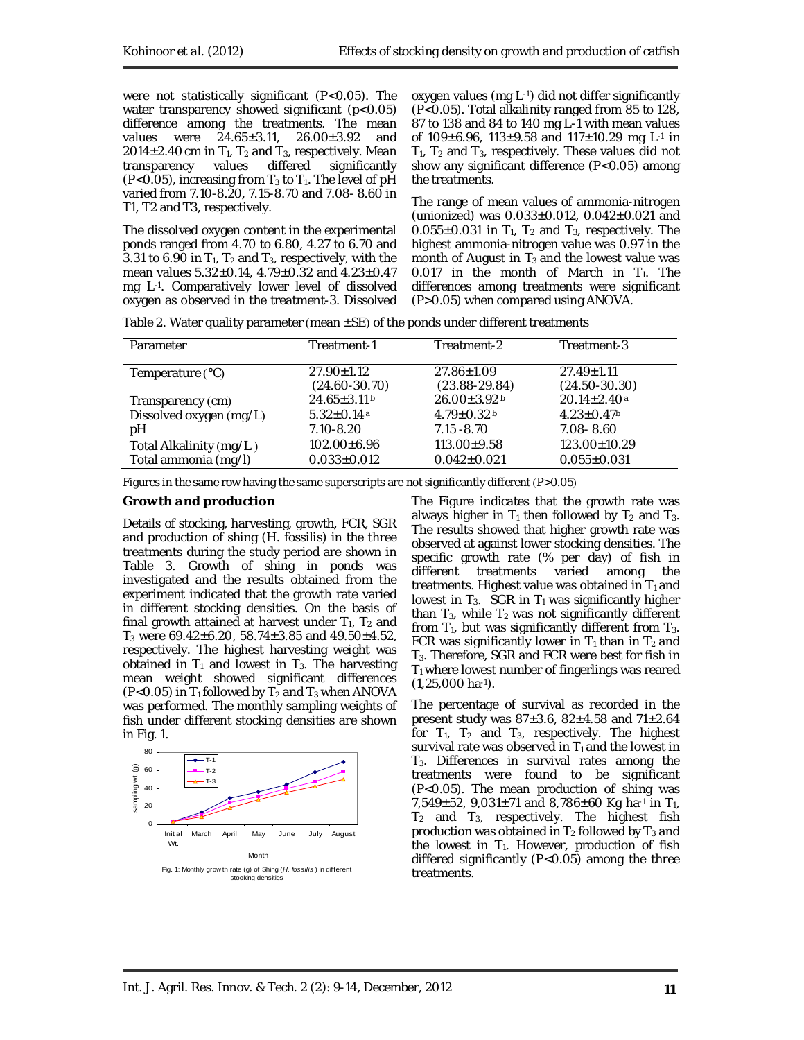were not statistically significant ($P<0.05$). The water transparency showed significant ($p<0.05$) difference among the treatments. The mean values were 24.65±3.11, 26.00±3.92 and 2014±2.40 cm in $T_1$, $T_2$ and $T_3$, respectively. Mean transparency values differed significantly ($P<0.05$), increasing from $T_3$ to $T_1$. The level of pH varied from 7.10-8.20, 7.15-8.70 and 7.08- 8.60 in T1, T2 and T3, respectively.

The dissolved oxygen content in the experimental ponds ranged from 4.70 to 6.80, 4.27 to 6.70 and 3.31 to 6.90 in $T_1$, $T_2$ and $T_3$, respectively, with the mean values 5.32±0.14, 4.79±0.32 and 4.23±0.47 mg $L^{-1}$. Comparatively lower level of dissolved oxygen as observed in the treatment-3. Dissolved oxygen values (mg $L^{-1}$) did not differ significantly ($P<0.05$). Total alkalinity ranged from 85 to 128, 87 to 138 and 84 to 140 mg L-1 with mean values of 109±6.96, 113±9.58 and 117±10.29 mg $L^{-1}$ in $T_1$, $T_2$ and $T_3$, respectively. These values did not show any significant difference ($P<0.05$) among the treatments.

The range of mean values of ammonia-nitrogen (unionized) was 0.033±0.012, 0.042±0.021 and 0.055±0.031 in $T_1$, $T_2$ and $T_3$, respectively. The highest ammonia-nitrogen value was 0.97 in the month of August in $T_3$ and the lowest value was 0.017 in the month of March in $T_1$. The differences among treatments were significant ($P>0.05$) when compared using ANOVA.

Table 2. Water quality parameter (mean ±SE) of the ponds under different treatments

| Parameter | Treatment-1 | Treatment-2 | Treatment-3 |
|---|---|---|---|
| Temperature (°C) | 27.90±1.12 (24.60-30.70) | 27.86±1.09 (23.88-29.84) | 27.49±1.11 (24.50-30.30) |
| Transparency (cm) | 24.65±3.11$^{b}$ | 26.00±3.92$^{b}$ | 20.14±2.40$^{a}$ |
| Dissolved oxygen (mg/L) | 5.32±0.14$^{a}$ | 4.79±0.32$^{b}$ | 4.23±0.47$^{b}$ |
| pH | 7.10-8.20 | 7.15 -8.70 | 7.08- 8.60 |
| Total Alkalinity (mg/L) | 102.00±6.96 | 113.00±9.58 | 123.00±10.29 |
| Total ammonia (mg/l) | 0.033±0.012 | 0.042±0.021 | 0.055±0.031 |

Figures in the same row having the same superscripts are not significantly different ($P>0.05$)

### *Growth and production*

Details of stocking, harvesting, growth, FCR, SGR and production of shing (H. fossilis) in the three treatments during the study period are shown in Table 3. Growth of shing in ponds was investigated and the results obtained from the experiment indicated that the growth rate varied in different stocking densities. On the basis of final growth attained at harvest under $T_1$, $T_2$ and $T_3$ were 69.42±6.20, 58.74±3.85 and 49.50±4.52, respectively. The highest harvesting weight was obtained in $T_1$ and lowest in $T_3$. The harvesting mean weight showed significant differences ($P<0.05$) in $T_1$ followed by $T_2$ and $T_3$ when ANOVA was performed. The monthly sampling weights of fish under different stocking densities are shown in Fig. 1.

Fig. 1: Monthly growth rate (g) of Shing (*H. fossilis*) in different stocking densities

The Figure indicates that the growth rate was always higher in $T_1$ then followed by $T_2$ and $T_3$. The results showed that higher growth rate was observed at against lower stocking densities. The specific growth rate (% per day) of fish in different treatments varied among the treatments. Highest value was obtained in $T_1$ and lowest in $T_3$. SGR in $T_1$ was significantly higher than $T_3$, while $T_2$ was not significantly different from $T_1$, but was significantly different from $T_3$. FCR was significantly lower in $T_1$ than in $T_2$ and $T_3$. Therefore, SGR and FCR were best for fish in $T_1$ where lowest number of fingerlings was reared (1,25,000 $ha^{-1}$).

The percentage of survival as recorded in the present study was 87±3.6, 82±4.58 and 71±2.64 for $T_1$, $T_2$ and $T_3$, respectively. The highest survival rate was observed in $T_1$ and the lowest in $T_3$. Differences in survival rates among the treatments were found to be significant ($P<0.05$). The mean production of shing was 7,549±52, 9,031±71 and 8,786±60 Kg $ha^{-1}$ in $T_1$, $T_2$ and $T_3$, respectively. The highest fish production was obtained in $T_2$ followed by $T_3$ and the lowest in $T_1$. However, production of fish differed significantly ($P<0.05$) among the three treatments.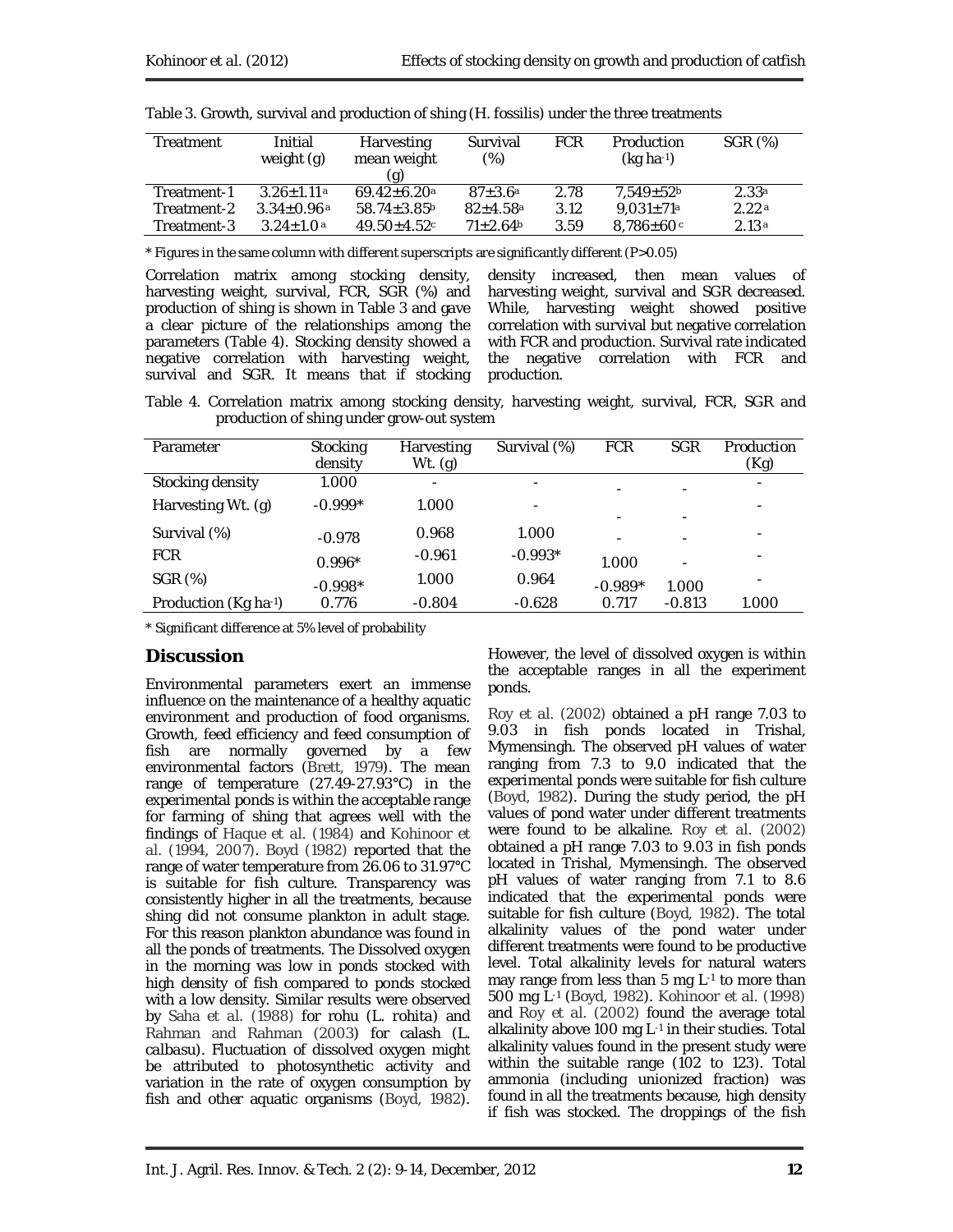Table 3. Growth, survival and production of shing (H. fossilis) under the three treatments

| Treatment | Initial weight (g) | Harvesting mean weight (g) | Survival (%) | FCR | Production (kg ha$^{-1}$) | SGR (%) |
|---|---|---|---|---|---|---|
| Treatment-1 | 3.26±1.11$^{a}$ | 69.42±6.20$^{a}$ | 87±3.6$^{a}$ | 2.78 | 7,549±52$^{b}$ | 2.33$^{a}$ |
| Treatment-2 | 3.34±0.96$^{a}$ | 58.74±3.85$^{b}$ | 82±4.58$^{a}$ | 3.12 | 9,031±71$^{a}$ | 2.22$^{a}$ |
| Treatment-3 | 3.24±1.0$^{a}$ | 49.50±4.52$^{c}$ | 71±2.64$^{b}$ | 3.59 | 8,786±60$^{c}$ | 2.13$^{a}$ |

* Figures in the same column with different superscripts are significantly different (P>0.05)

Correlation matrix among stocking density, harvesting weight, survival, FCR, SGR (%) and production of shing is shown in Table 3 and gave a clear picture of the relationships among the parameters (Table 4). Stocking density showed a negative correlation with harvesting weight, survival and SGR. It means that if stocking density increased, then mean values of harvesting weight, survival and SGR decreased. While, harvesting weight showed positive correlation with survival but negative correlation with FCR and production. Survival rate indicated the negative correlation with FCR and production.

Table 4. Correlation matrix among stocking density, harvesting weight, survival, FCR, SGR and production of shing under grow-out system

| Parameter | Stocking density | Harvesting Wt. (g) | Survival (%) | FCR | SGR | Production (Kg) |
|---|---|---|---|---|---|---|
| Stocking density | 1.000 | - | - | - | - | - |
| Harvesting Wt. (g) | -0.999* | 1.000 | - | - | - | - |
| Survival (%) | -0.978 | 0.968 | 1.000 | - | - | - |
| FCR | 0.996* | -0.961 | -0.993* | 1.000 | - | - |
| SGR (%) | -0.998* | 1.000 | 0.964 | -0.989* | 1.000 | - |
| Production (Kg ha$^{-1}$) | 0.776 | -0.804 | -0.628 | 0.717 | -0.813 | 1.000 |

* Significant difference at 5% level of probability

## Discussion

Environmental parameters exert an immense influence on the maintenance of a healthy aquatic environment and production of food organisms. Growth, feed efficiency and feed consumption of fish are normally governed by a few environmental factors (Brett, 1979). The mean range of temperature (27.49-27.93°C) in the experimental ponds is within the acceptable range for farming of shing that agrees well with the findings of Haque et al. (1984) and Kohinoor et al. (1994, 2007). Boyd (1982) reported that the range of water temperature from 26.06 to 31.97°C is suitable for fish culture. Transparency was consistently higher in all the treatments, because shing did not consume plankton in adult stage. For this reason plankton abundance was found in all the ponds of treatments. The Dissolved oxygen in the morning was low in ponds stocked with high density of fish compared to ponds stocked with a low density. Similar results were observed by Saha et al. (1988) for rohu (*L. rohita*) and Rahman and Rahman (2003) for calash (*L. calbasu*). Fluctuation of dissolved oxygen might be attributed to photosynthetic activity and variation in the rate of oxygen consumption by fish and other aquatic organisms (Boyd, 1982). However, the level of dissolved oxygen is within the acceptable ranges in all the experiment ponds.

Roy et al. (2002) obtained a pH range 7.03 to 9.03 in fish ponds located in Trishal, Mymensingh. The observed pH values of water ranging from 7.3 to 9.0 indicated that the experimental ponds were suitable for fish culture (Boyd, 1982). During the study period, the pH values of pond water under different treatments were found to be alkaline. Roy et al. (2002) obtained a pH range 7.03 to 9.03 in fish ponds located in Trishal, Mymensingh. The observed pH values of water ranging from 7.1 to 8.6 indicated that the experimental ponds were suitable for fish culture (Boyd, 1982). The total alkalinity values of the pond water under different treatments were found to be productive level. Total alkalinity levels for natural waters may range from less than 5 mg L$^{-1}$ to more than 500 mg L$^{-1}$ (Boyd, 1982). Kohinoor et al. (1998) and Roy et al. (2002) found the average total alkalinity above 100 mg L$^{-1}$ in their studies. Total alkalinity values found in the present study were within the suitable range (102 to 123). Total ammonia (including unionized fraction) was found in all the treatments because, high density if fish was stocked. The droppings of the fish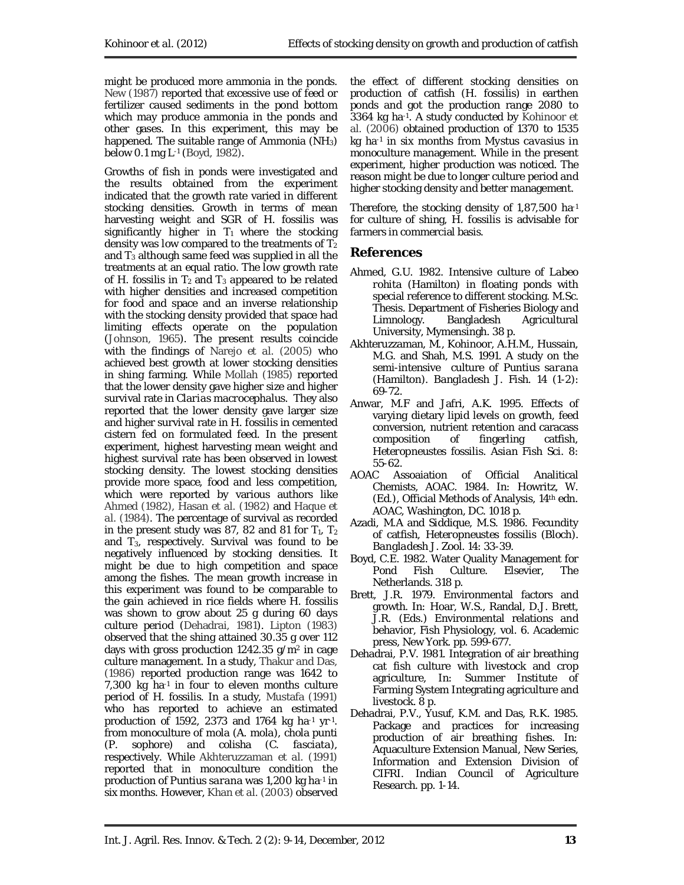might be produced more ammonia in the ponds. New (1987) reported that excessive use of feed or fertilizer caused sediments in the pond bottom which may produce ammonia in the ponds and other gases. In this experiment, this may be happened. The suitable range of Ammonia ($NH_3$) below 0.1 mg $L^{-1}$ (Boyd, 1982).

Growths of fish in ponds were investigated and the results obtained from the experiment indicated that the growth rate varied in different stocking densities. Growth in terms of mean harvesting weight and SGR of H. fossilis was significantly higher in $T_1$ where the stocking density was low compared to the treatments of $T_2$ and $T_3$ although same feed was supplied in all the treatments at an equal ratio. The low growth rate of H. fossilis in $T_2$ and $T_3$ appeared to be related with higher densities and increased competition for food and space and an inverse relationship with the stocking density provided that space had limiting effects operate on the population (Johnson, 1965). The present results coincide with the findings of Narejo et al. (2005) who achieved best growth at lower stocking densities in shing farming. While Mollah (1985) reported that the lower density gave higher size and higher survival rate in *Clarias macrocephalus*. They also reported that the lower density gave larger size and higher survival rate in H. fossilis in cemented cistern fed on formulated feed. In the present experiment, highest harvesting mean weight and highest survival rate has been observed in lowest stocking density. The lowest stocking densities provide more space, food and less competition, which were reported by various authors like Ahmed (1982), Hasan et al. (1982) and Haque et al. (1984). The percentage of survival as recorded in the present study was 87, 82 and 81 for $T_1$, $T_2$ and $T_3$, respectively. Survival was found to be negatively influenced by stocking densities. It might be due to high competition and space among the fishes. The mean growth increase in this experiment was found to be comparable to the gain achieved in rice fields where H. fossilis was shown to grow about 25 g during 60 days culture period (Dehadrai, 1981). Lipton (1983) observed that the shing attained 30.35 g over 112 days with gross production 1242.35 g/$m^2$ in cage culture management. In a study, Thakur and Das, (1986) reported production range was 1642 to 7,300 kg $ha^{-1}$ in four to eleven months culture period of H. fossilis. In a study, Mustafa (1991) who has reported to achieve an estimated production of 1592, 2373 and 1764 kg $ha^{-1}$ $yr^{-1}$. from monoculture of mola (*A. mola*), chola punti (*P. sophore*) and colisha (*C. fasciata*), respectively. While Akhteruzzaman et al. (1991) reported that in monoculture condition the production of *Puntius sarana* was 1,200 kg $ha^{-1}$ in six months. However, Khan et al. (2003) observed the effect of different stocking densities on production of catfish (H. fossilis) in earthen ponds and got the production range 2080 to 3364 kg $ha^{-1}$. A study conducted by Kohinoor et al. (2006) obtained production of 1370 to 1535 kg $ha^{-1}$ in six months from *Mystus cavasius* in monoculture management. While in the present experiment, higher production was noticed. The reason might be due to longer culture period and higher stocking density and better management.

Therefore, the stocking density of 1,87,500 $ha^{-1}$ for culture of shing, H. fossilis is advisable for farmers in commercial basis.

## References

Ahmed, G.U. 1982. Intensive culture of *Labeo rohita* (Hamilton) in floating ponds with special reference to different stocking. M.Sc. Thesis. Department of Fisheries Biology and Limnology. Bangladesh Agricultural University, Mymensingh. 38 p.

Akhteruzzaman, M., Kohinoor, A.H.M., Hussain, M.G. and Shah, M.S. 1991. A study on the semi-intensive culture of *Puntius sarana* (Hamilton). *Bangladesh J. Fish.* 14 (1-2): 69-72.

Anwar, M.F and Jafri, A.K. 1995. Effects of varying dietary lipid levels on growth, feed conversion, nutrient retention and caracass composition of fingerling catfish, Heteropneustes fossilis. *Asian Fish Sci.* 8: 55-62.

AOAC Assoaiation of Official Analitical Chemists, AOAC. 1984. In: Howritz, W. (Ed.), Official Methods of Analysis, 14th edn. AOAC, Washington, DC. 1018 p.

Azadi, M.A and Siddique, M.S. 1986. Fecundity of catfish, *Heteropneustes fossilis* (Bloch). *Bangladesh J. Zool.* 14: 33-39.

Boyd, C.E. 1982. Water Quality Management for Pond Fish Culture. Elsevier, The Netherlands. 318 p.

Brett, J.R. 1979. Environmental factors and growth. In: Hoar, W.S., Randal, D.J. Brett, J.R. (Eds.) Environmental relations and behavior, Fish Physiology, vol. 6. Academic press, New York. pp. 599-677.

Dehadrai, P.V. 1981. Integration of air breathing cat fish culture with livestock and crop agriculture, In: Summer Institute of Farming System Integrating agriculture and livestock. 8 p.

Dehadrai, P.V., Yusuf, K.M. and Das, R.K. 1985. Package and practices for increasing production of air breathing fishes. In: Aquaculture Extension Manual, New Series, Information and Extension Division of CIFRI. Indian Council of Agriculture Research. pp. 1-14.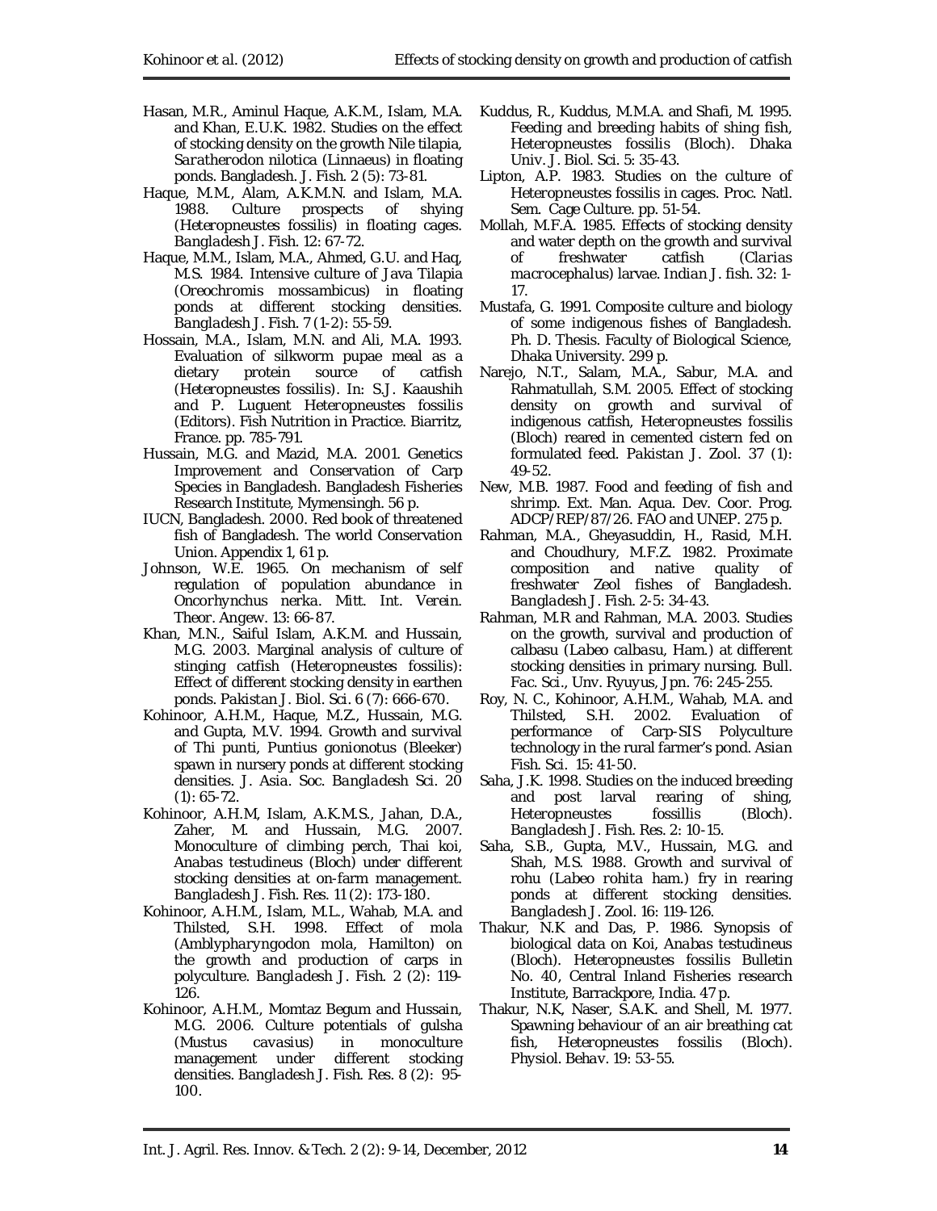Hasan, M.R., Aminul Haque, A.K.M., Islam, M.A. and Khan, E.U.K. 1982. Studies on the effect of stocking density on the growth Nile tilapia, *Saratherodon nilotica* (Linnaeus) in floating ponds. Bangladesh. *J. Fish.* 2 (5): 73-81.

Haque, M.M., Alam, A.K.M.N. and Islam, M.A. 1988. Culture prospects of shying (*Heteropneustes fossilis*) in floating cages. *Bangladesh J. Fish.* 12: 67-72.

Haque, M.M., Islam, M.A., Ahmed, G.U. and Haq, M.S. 1984. Intensive culture of Java Tilapia (*Oreochromis mossambicus*) in floating ponds at different stocking densities. *Bangladesh J. Fish.* 7 (1-2): 55-59.

Hossain, M.A., Islam, M.N. and Ali, M.A. 1993. Evaluation of silkworm pupae meal as a dietary protein source of catfish (*Heteropneustes fossilis*). In: S.J. Kaaushih and P. Luguent *Heteropneustes fossilis* (Editors). Fish Nutrition in Practice. Biarritz, France. pp. 785-791.

Hussain, M.G. and Mazid, M.A. 2001. Genetics Improvement and Conservation of Carp Species in Bangladesh. Bangladesh Fisheries Research Institute, Mymensingh. 56 p.

IUCN, Bangladesh. 2000. Red book of threatened fish of Bangladesh. The world Conservation Union. Appendix 1, 61 p.

Johnson, W.E. 1965. On mechanism of self regulation of population abundance in *Oncorhynchus nerka*. *Mitt. Int. Verein. Theor. Angew.* 13: 66-87.

Khan, M.N., Saiful Islam, A.K.M. and Hussain, M.G. 2003. Marginal analysis of culture of stinging catfish (*Heteropneustes fossilis*): Effect of different stocking density in earthen ponds. *Pakistan J. Biol. Sci.* 6 (7): 666-670.

Kohinoor, A.H.M., Haque, M.Z., Hussain, M.G. and Gupta, M.V. 1994. Growth and survival of Thi punti, *Puntius gonionotus* (Bleeker) spawn in nursery ponds at different stocking densities. *J. Asia. Soc. Bangladesh Sci.* 20 (1): 65-72.

Kohinoor, A.H.M, Islam, A.K.M.S., Jahan, D.A., Zaher, M. and Hussain, M.G. 2007. Monoculture of climbing perch, Thai koi, *Anabas testudineus* (Bloch) under different stocking densities at on-farm management. *Bangladesh J. Fish. Res.* 11 (2): 173-180.

Kohinoor, A.H.M., Islam, M.L., Wahab, M.A. and Thilsted, S.H. 1998. Effect of mola (*Amblypharyngodon mola*, Hamilton) on the growth and production of carps in polyculture. *Bangladesh J. Fish.* 2 (2): 119-126.

Kohinoor, A.H.M., Momtaz Begum and Hussain, M.G. 2006. Culture potentials of gulsha (*Mustus cavasius*) in monoculture management under different stocking densities. *Bangladesh J. Fish. Res.* 8 (2): 95-100.

Kuddus, R., Kuddus, M.M.A. and Shafi, M. 1995. Feeding and breeding habits of shing fish, *Heteropneustes fossilis* (Bloch). *Dhaka Univ. J. Biol. Sci.* 5: 35-43.

Lipton, A.P. 1983. Studies on the culture of *Heteropneustes fossilis* in cages. Proc. Natl. Sem. Cage Culture. pp. 51-54.

Mollah, M.F.A. 1985. Effects of stocking density and water depth on the growth and survival of freshwater catfish (*Clarias macrocephalus*) larvae. *Indian J. fish.* 32: 1-17.

Mustafa, G. 1991. Composite culture and biology of some indigenous fishes of Bangladesh. Ph. D. Thesis. Faculty of Biological Science, Dhaka University. 299 p.

Narejo, N.T., Salam, M.A., Sabur, M.A. and Rahmatullah, S.M. 2005. Effect of stocking density on growth and survival of indigenous catfish, *Heteropneustes fossilis* (Bloch) reared in cemented cistern fed on formulated feed. *Pakistan J. Zool.* 37 (1): 49-52.

New, M.B. 1987. Food and feeding of fish and shrimp. Ext. Man. Aqua. Dev. Coor. Prog. ADCP/REP/87/26. FAO and UNEP. 275 p.

Rahman, M.A., Gheyasuddin, H., Rasid, M.H. and Choudhury, M.F.Z. 1982. Proximate composition and native quality of freshwater Zeol fishes of Bangladesh. *Bangladesh J. Fish.* 2-5: 34-43.

Rahman, M.R and Rahman, M.A. 2003. Studies on the growth, survival and production of calbasu (*Labeo calbasu*, Ham.) at different stocking densities in primary nursing. *Bull. Fac. Sci., Unv. Ryuyus, Jpn.* 76: 245-255.

Roy, N. C., Kohinoor, A.H.M., Wahab, M.A. and Thilsted, S.H. 2002. Evaluation of performance of Carp-SIS Polyculture technology in the rural farmer's pond. *Asian Fish. Sci.* 15: 41-50.

Saha, J.K. 1998. Studies on the induced breeding and post larval rearing of shing, *Heteropneustes fossillis* (Bloch). *Bangladesh J. Fish. Res.* 2: 10-15.

Saha, S.B., Gupta, M.V., Hussain, M.G. and Shah, M.S. 1988. Growth and survival of rohu (*Labeo rohita* ham.) fry in rearing ponds at different stocking densities. *Bangladesh J. Zool.* 16: 119-126.

Thakur, N.K and Das, P. 1986. Synopsis of biological data on Koi, *Anabas testudineus* (Bloch). *Heteropneustes fossilis* Bulletin No. 40, Central Inland Fisheries research Institute, Barrackpore, India. 47 p.

Thakur, N.K, Naser, S.A.K. and Shell, M. 1977. Spawning behaviour of an air breathing cat fish, *Heteropneustes fossilis* (Bloch). *Physiol. Behav.* 19: 53-55.